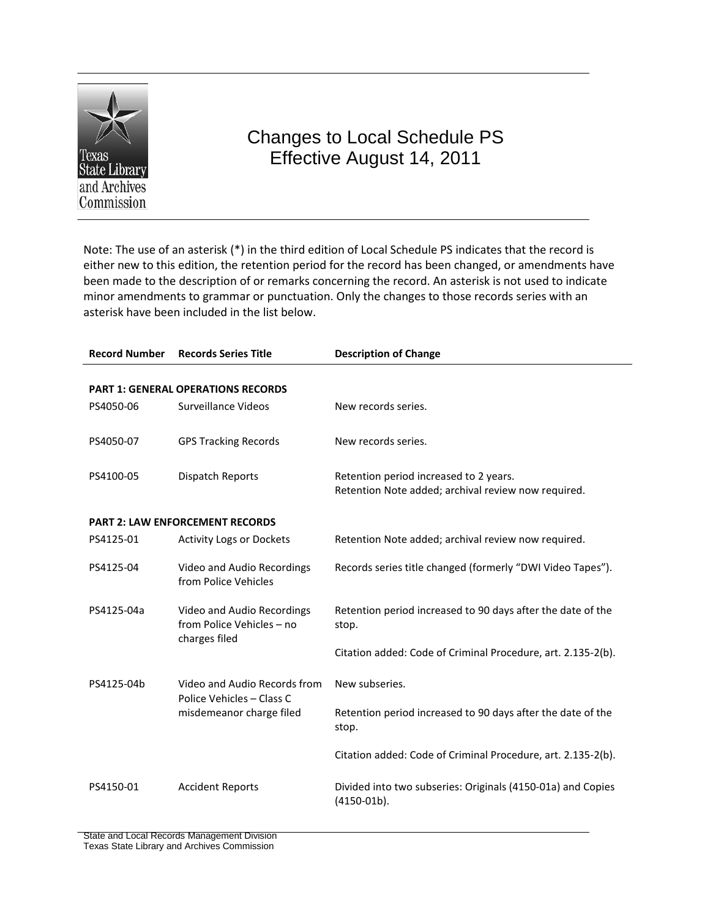# Changes to Local Schedule PS
## Effective August 14, 2011

Note: The use of an asterisk (*) in the third edition of Local Schedule PS indicates that the record is either new to this edition, the retention period for the record has been changed, or amendments have been made to the description of or remarks concerning the record. An asterisk is not used to indicate minor amendments to grammar or punctuation. Only the changes to those records series with an asterisk have been included in the list below.

| Record Number | Records Series Title | Description of Change |
|---|---|---|
| **PART 1: GENERAL OPERATIONS RECORDS** | | |
| PS4050-06 | Surveillance Videos | New records series. |
| PS4050-07 | GPS Tracking Records | New records series. |
| PS4100-05 | Dispatch Reports | Retention period increased to 2 years.<br>Retention Note added; archival review now required. |
| **PART 2: LAW ENFORCEMENT RECORDS** | | |
| PS4125-01 | Activity Logs or Dockets | Retention Note added; archival review now required. |
| PS4125-04 | Video and Audio Recordings from Police Vehicles | Records series title changed (formerly "DWI Video Tapes"). |
| PS4125-04a | Video and Audio Recordings from Police Vehicles – no charges filed | Retention period increased to 90 days after the date of the stop.<br><br>Citation added: Code of Criminal Procedure, art. 2.135-2(b). |
| PS4125-04b | Video and Audio Records from Police Vehicles – Class C misdemeanor charge filed | New subseries.<br><br>Retention period increased to 90 days after the date of the stop.<br><br>Citation added: Code of Criminal Procedure, art. 2.135-2(b). |
| PS4150-01 | Accident Reports | Divided into two subseries: Originals (4150-01a) and Copies (4150-01b). |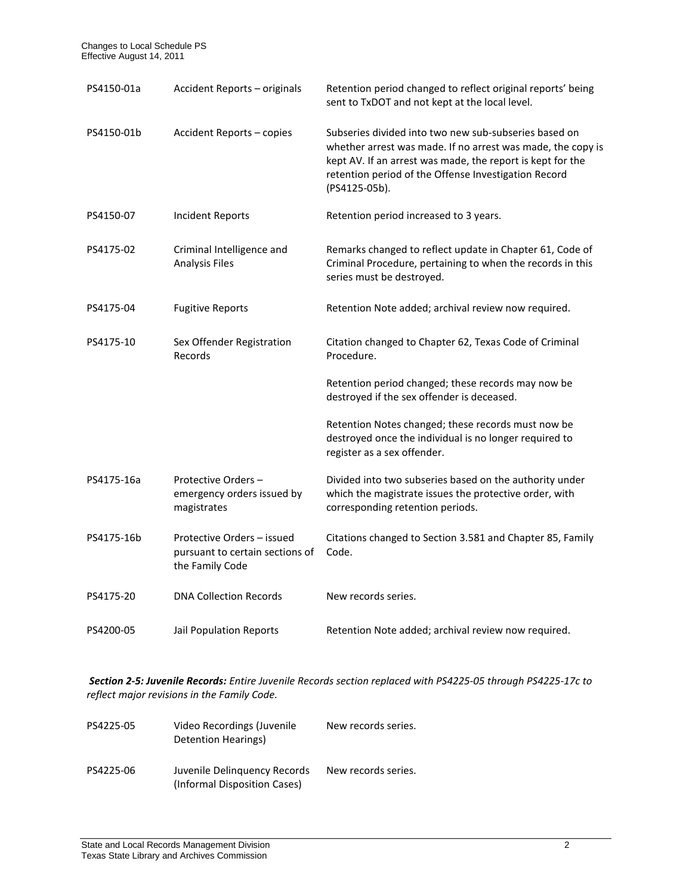| | | |
|---|---|---|
| PS4150-01a | Accident Reports – originals | Retention period changed to reflect original reports' being sent to TxDOT and not kept at the local level. |
| PS4150-01b | Accident Reports – copies | Subseries divided into two new sub-subseries based on whether arrest was made. If no arrest was made, the copy is kept AV. If an arrest was made, the report is kept for the retention period of the Offense Investigation Record (PS4125-05b). |
| PS4150-07 | Incident Reports | Retention period increased to 3 years. |
| PS4175-02 | Criminal Intelligence and Analysis Files | Remarks changed to reflect update in Chapter 61, Code of Criminal Procedure, pertaining to when the records in this series must be destroyed. |
| PS4175-04 | Fugitive Reports | Retention Note added; archival review now required. |
| PS4175-10 | Sex Offender Registration Records | Citation changed to Chapter 62, Texas Code of Criminal Procedure.<br><br>Retention period changed; these records may now be destroyed if the sex offender is deceased.<br><br>Retention Notes changed; these records must now be destroyed once the individual is no longer required to register as a sex offender. |
| PS4175-16a | Protective Orders – emergency orders issued by magistrates | Divided into two subseries based on the authority under which the magistrate issues the protective order, with corresponding retention periods. |
| PS4175-16b | Protective Orders – issued pursuant to certain sections of the Family Code | Citations changed to Section 3.581 and Chapter 85, Family Code. |
| PS4175-20 | DNA Collection Records | New records series. |
| PS4200-05 | Jail Population Reports | Retention Note added; archival review now required. |

***Section 2-5: Juvenile Records:*** *Entire Juvenile Records section replaced with PS4225-05 through PS4225-17c to reflect major revisions in the Family Code.*

| | | |
|---|---|---|
| PS4225-05 | Video Recordings (Juvenile Detention Hearings) | New records series. |
| PS4225-06 | Juvenile Delinquency Records (Informal Disposition Cases) | New records series. |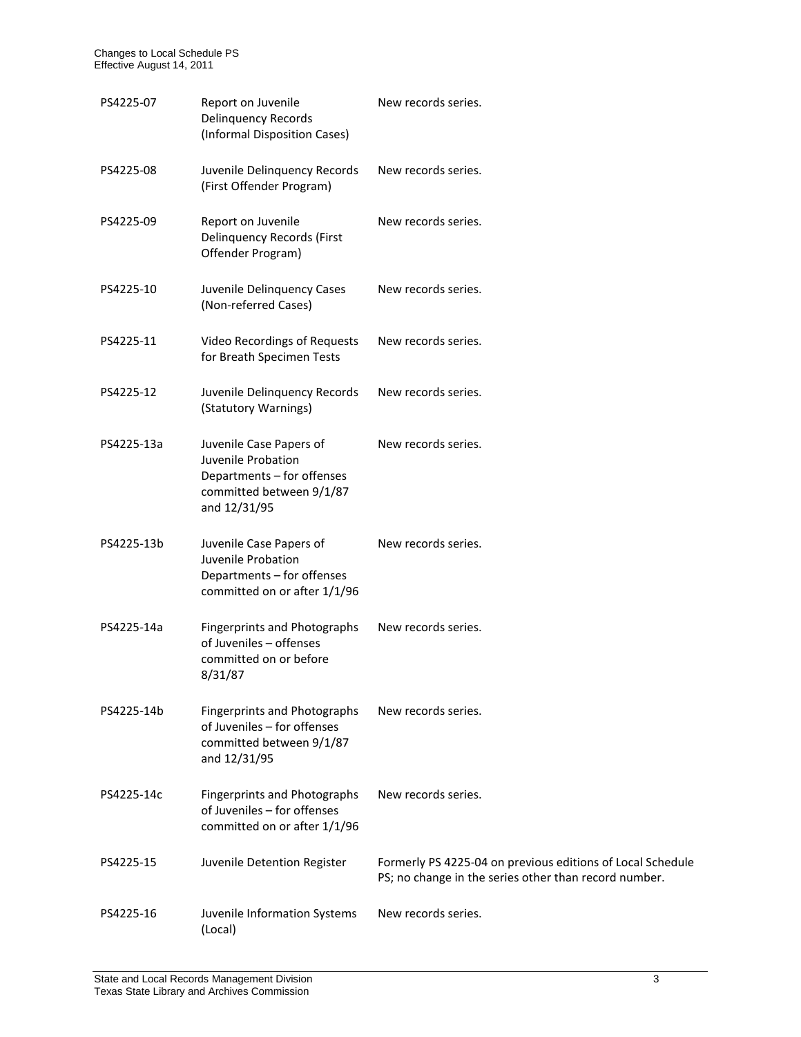| | | |
|---|---|---|
| PS4225-07 | Report on Juvenile Delinquency Records (Informal Disposition Cases) | New records series. |
| PS4225-08 | Juvenile Delinquency Records (First Offender Program) | New records series. |
| PS4225-09 | Report on Juvenile Delinquency Records (First Offender Program) | New records series. |
| PS4225-10 | Juvenile Delinquency Cases (Non-referred Cases) | New records series. |
| PS4225-11 | Video Recordings of Requests for Breath Specimen Tests | New records series. |
| PS4225-12 | Juvenile Delinquency Records (Statutory Warnings) | New records series. |
| PS4225-13a | Juvenile Case Papers of Juvenile Probation Departments – for offenses committed between 9/1/87 and 12/31/95 | New records series. |
| PS4225-13b | Juvenile Case Papers of Juvenile Probation Departments – for offenses committed on or after 1/1/96 | New records series. |
| PS4225-14a | Fingerprints and Photographs of Juveniles – offenses committed on or before 8/31/87 | New records series. |
| PS4225-14b | Fingerprints and Photographs of Juveniles – for offenses committed between 9/1/87 and 12/31/95 | New records series. |
| PS4225-14c | Fingerprints and Photographs of Juveniles – for offenses committed on or after 1/1/96 | New records series. |
| PS4225-15 | Juvenile Detention Register | Formerly PS 4225-04 on previous editions of Local Schedule PS; no change in the series other than record number. |
| PS4225-16 | Juvenile Information Systems (Local) | New records series. |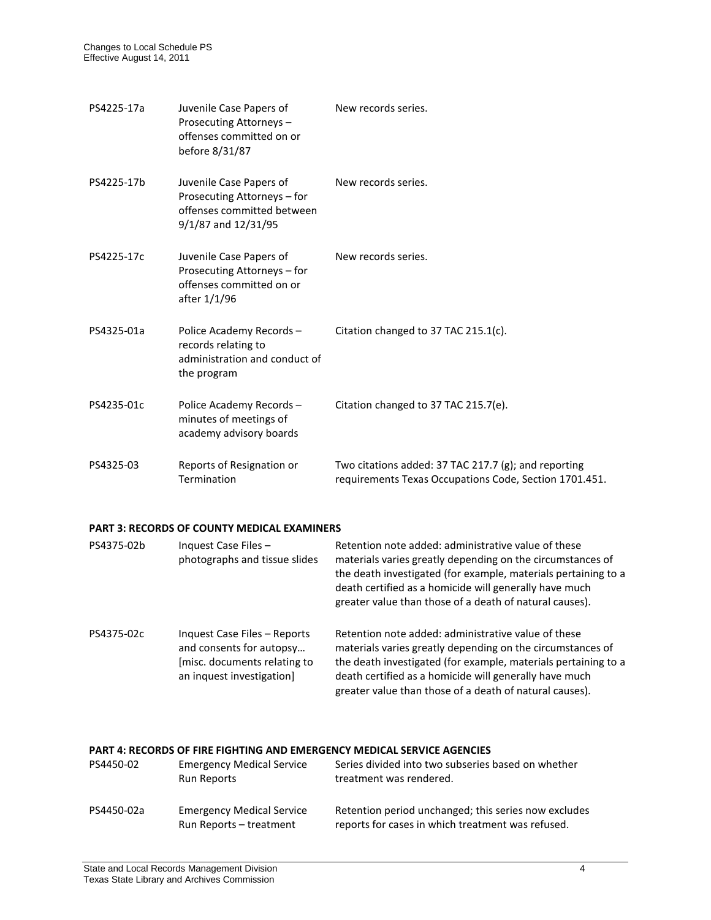| | | |
|---|---|---|
| PS4225-17a | Juvenile Case Papers of Prosecuting Attorneys – offenses committed on or before 8/31/87 | New records series. |
| PS4225-17b | Juvenile Case Papers of Prosecuting Attorneys – for offenses committed between 9/1/87 and 12/31/95 | New records series. |
| PS4225-17c | Juvenile Case Papers of Prosecuting Attorneys – for offenses committed on or after 1/1/96 | New records series. |
| PS4325-01a | Police Academy Records – records relating to administration and conduct of the program | Citation changed to 37 TAC 215.1(c). |
| PS4235-01c | Police Academy Records – minutes of meetings of academy advisory boards | Citation changed to 37 TAC 215.7(e). |
| PS4325-03 | Reports of Resignation or Termination | Two citations added: 37 TAC 217.7 (g); and reporting requirements Texas Occupations Code, Section 1701.451. |

**PART 3: RECORDS OF COUNTY MEDICAL EXAMINERS**

| | | |
|---|---|---|
| PS4375-02b | Inquest Case Files – photographs and tissue slides | Retention note added: administrative value of these materials varies greatly depending on the circumstances of the death investigated (for example, materials pertaining to a death certified as a homicide will generally have much greater value than those of a death of natural causes). |
| PS4375-02c | Inquest Case Files – Reports and consents for autopsy… [misc. documents relating to an inquest investigation] | Retention note added: administrative value of these materials varies greatly depending on the circumstances of the death investigated (for example, materials pertaining to a death certified as a homicide will generally have much greater value than those of a death of natural causes). |

**PART 4: RECORDS OF FIRE FIGHTING AND EMERGENCY MEDICAL SERVICE AGENCIES**

| | | |
|---|---|---|
| PS4450-02 | Emergency Medical Service Run Reports | Series divided into two subseries based on whether treatment was rendered. |
| PS4450-02a | Emergency Medical Service Run Reports – treatment | Retention period unchanged; this series now excludes reports for cases in which treatment was refused. |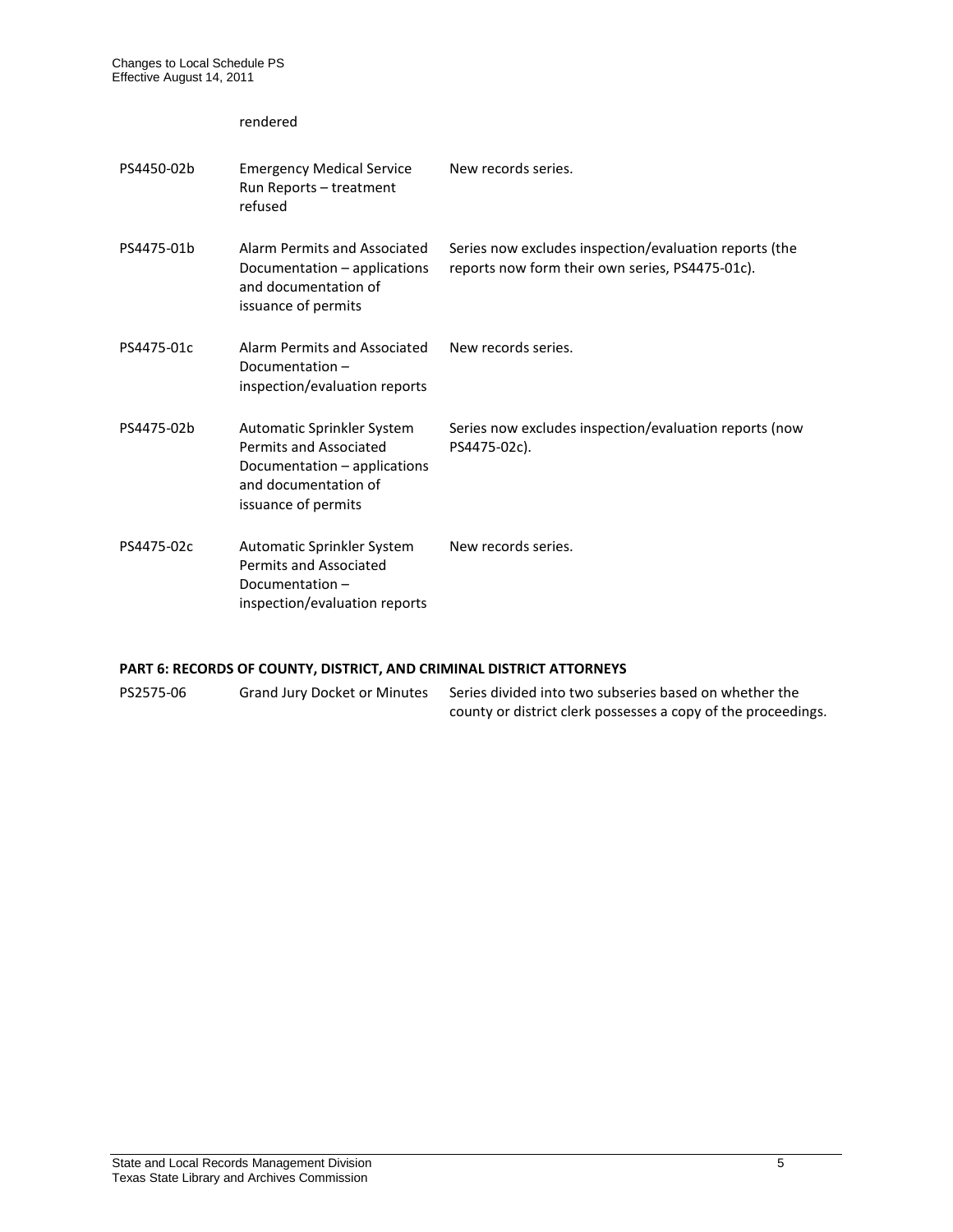| | | |
|---|---|---|
| | rendered | |
| PS4450-02b | Emergency Medical Service Run Reports – treatment refused | New records series. |
| PS4475-01b | Alarm Permits and Associated Documentation – applications and documentation of issuance of permits | Series now excludes inspection/evaluation reports (the reports now form their own series, PS4475-01c). |
| PS4475-01c | Alarm Permits and Associated Documentation – inspection/evaluation reports | New records series. |
| PS4475-02b | Automatic Sprinkler System Permits and Associated Documentation – applications and documentation of issuance of permits | Series now excludes inspection/evaluation reports (now PS4475-02c). |
| PS4475-02c | Automatic Sprinkler System Permits and Associated Documentation – inspection/evaluation reports | New records series. |

**PART 6: RECORDS OF COUNTY, DISTRICT, AND CRIMINAL DISTRICT ATTORNEYS**

| | | |
|---|---|---|
| PS2575-06 | Grand Jury Docket or Minutes | Series divided into two subseries based on whether the county or district clerk possesses a copy of the proceedings. |